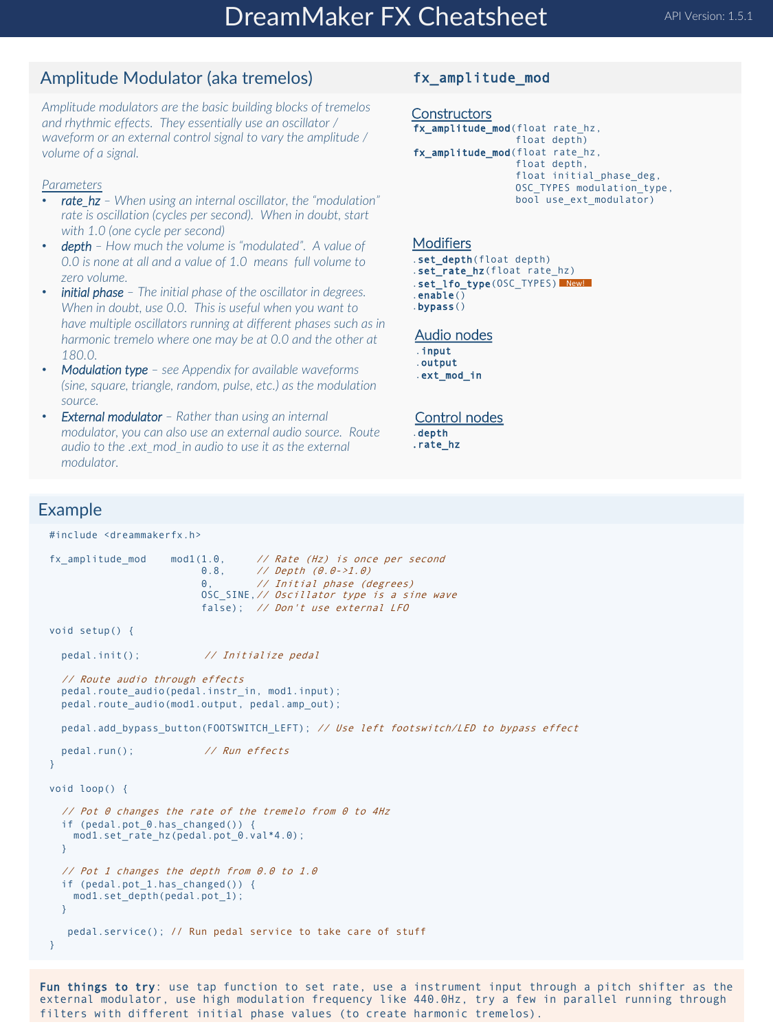# DreamMaker FX Cheatsheet

API Version: 1.5.1

## Amplitude Modulator (aka tremelos)

### `fx_amplitude_mod`

*Amplitude modulators are the basic building blocks of tremelos and rhythmic effects. They essentially use an oscillator / waveform or an external control signal to vary the amplitude / volume of a signal.*

*Parameters*

- ***rate_hz*** – *When using an internal oscillator, the "modulation" rate is oscillation (cycles per second). When in doubt, start with 1.0 (one cycle per second)*
- ***depth*** – *How much the volume is "modulated". A value of 0.0 is none at all and a value of 1.0 means full volume to zero volume.*
- ***initial phase*** – *The initial phase of the oscillator in degrees. When in doubt, use 0.0. This is useful when you want to have multiple oscillators running at different phases such as in harmonic tremelo where one may be at 0.0 and the other at 180.0.*
- ***Modulation type*** – *see Appendix for available waveforms (sine, square, triangle, random, pulse, etc.) as the modulation source.*
- ***External modulator*** – *Rather than using an internal modulator, you can also use an external audio source. Route audio to the .ext_mod_in audio to use it as the external modulator.*

**Constructors**

```
fx_amplitude_mod(float rate_hz,
                 float depth)
fx_amplitude_mod(float rate_hz,
                 float depth,
                 float initial_phase_deg,
                 OSC_TYPES modulation_type,
                 bool use_ext_modulator)
```

**Modifiers**

```
.set_depth(float depth)
.set_rate_hz(float rate_hz)
.set_lfo_type(OSC_TYPES)  New!
.enable()
.bypass()
```

**Audio nodes**

```
.input
.output
.ext_mod_in
```

**Control nodes**

```
.depth
.rate_hz
```

## Example

```
#include <dreammakerfx.h>

fx_amplitude_mod    mod1(1.0,      // Rate (Hz) is once per second
                         0.8,      // Depth (0.0->1.0)
                         0,        // Initial phase (degrees)
                         OSC_SINE, // Oscillator type is a sine wave
                         false);   // Don't use external LFO

void setup() {

  pedal.init();           // Initialize pedal

  // Route audio through effects
  pedal.route_audio(pedal.instr_in, mod1.input);
  pedal.route_audio(mod1.output, pedal.amp_out);

  pedal.add_bypass_button(FOOTSWITCH_LEFT); // Use left footswitch/LED to bypass effect

  pedal.run();            // Run effects
}

void loop() {

  // Pot 0 changes the rate of the tremelo from 0 to 4Hz
  if (pedal.pot_0.has_changed()) {
    mod1.set_rate_hz(pedal.pot_0.val*4.0);
  }

  // Pot 1 changes the depth from 0.0 to 1.0
  if (pedal.pot_1.has_changed()) {
    mod1.set_depth(pedal.pot_1);
  }

   pedal.service(); // Run pedal service to take care of stuff
}
```

**Fun things to try**: use tap function to set rate, use a instrument input through a pitch shifter as the external modulator, use high modulation frequency like 440.0Hz, try a few in parallel running through filters with different initial phase values (to create harmonic tremelos).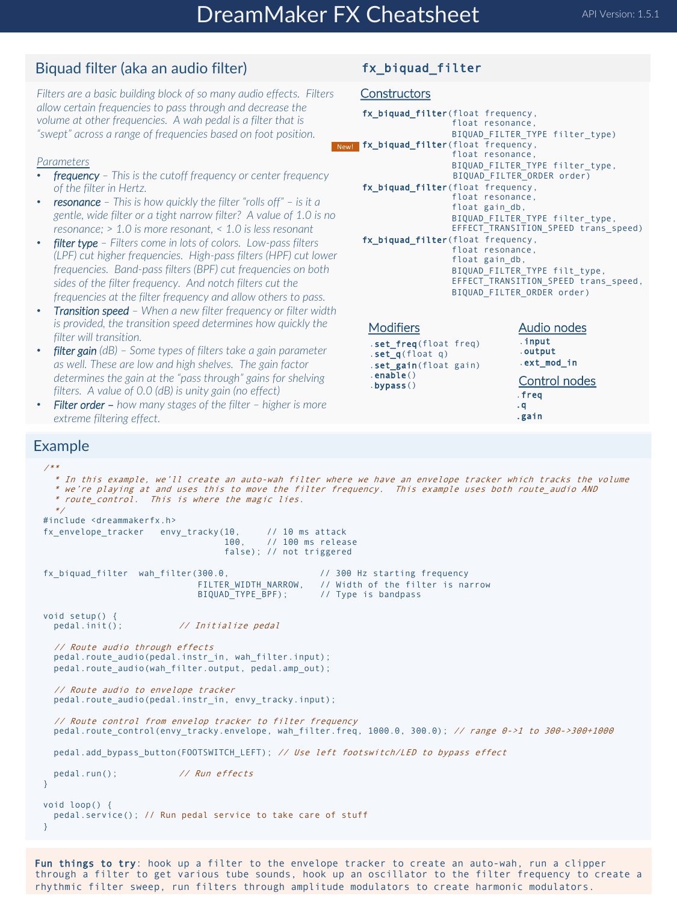# DreamMaker FX Cheatsheet

API Version: 1.5.1

## Biquad filter (aka an audio filter)

*Filters are a basic building block of so many audio effects. Filters allow certain frequencies to pass through and decrease the volume at other frequencies. A wah pedal is a filter that is "swept" across a range of frequencies based on foot position.*

*Parameters*

- ***frequency*** *– This is the cutoff frequency or center frequency of the filter in Hertz.*
- ***resonance*** *– This is how quickly the filter "rolls off" – is it a gentle, wide filter or a tight narrow filter? A value of 1.0 is no resonance; > 1.0 is more resonant, < 1.0 is less resonant*
- ***filter type*** *– Filters come in lots of colors. Low-pass filters (LPF) cut higher frequencies. High-pass filters (HPF) cut lower frequencies. Band-pass filters (BPF) cut frequencies on both sides of the filter frequency. And notch filters cut the frequencies at the filter frequency and allow others to pass.*
- ***Transition speed*** *– When a new filter frequency or filter width is provided, the transition speed determines how quickly the filter will transition.*
- ***filter gain*** *(dB) – Some types of filters take a gain parameter as well. These are low and high shelves. The gain factor determines the gain at the "pass through" gains for shelving filters. A value of 0.0 (dB) is unity gain (no effect)*
- ***Filter order –*** *how many stages of the filter – higher is more extreme filtering effect.*

### `fx_biquad_filter`

**Constructors**

```
fx_biquad_filter(float frequency,
                 float resonance,
                 BIQUAD_FILTER_TYPE filter_type)
```

New!
```
fx_biquad_filter(float frequency,
                 float resonance,
                 BIQUAD_FILTER_TYPE filter_type,
                 BIQUAD_FILTER_ORDER order)
```

```
fx_biquad_filter(float frequency,
                 float resonance,
                 float gain_db,
                 BIQUAD_FILTER_TYPE filter_type,
                 EFFECT_TRANSITION_SPEED trans_speed)
fx_biquad_filter(float frequency,
                 float resonance,
                 float gain_db,
                 BIQUAD_FILTER_TYPE filt_type,
                 EFFECT_TRANSITION_SPEED trans_speed,
                 BIQUAD_FILTER_ORDER order)
```

**Modifiers**

```
.set_freq(float freq)
.set_q(float q)
.set_gain(float gain)
.enable()
.bypass()
```

**Audio nodes**

```
.input
.output
.ext_mod_in
```

**Control nodes**

```
.freq
.q
.gain
```

## Example

```
/**
 * In this example, we'll create an auto-wah filter where we have an envelope tracker which tracks the volume
 * we're playing at and uses this to move the filter frequency.  This example uses both route_audio AND
 * route_control.  This is where the magic lies.
 */
#include <dreammakerfx.h>
fx_envelope_tracker   envy_tracky(10,     // 10 ms attack
                                  100,    // 100 ms release
                                  false); // not triggered

fx_biquad_filter  wah_filter(300.0,               // 300 Hz starting frequency
                             FILTER_WIDTH_NARROW,   // Width of the filter is narrow
                             BIQUAD_TYPE_BPF);      // Type is bandpass

void setup() {
  pedal.init();          // Initialize pedal

  // Route audio through effects
  pedal.route_audio(pedal.instr_in, wah_filter.input);
  pedal.route_audio(wah_filter.output, pedal.amp_out);

  // Route audio to envelope tracker
  pedal.route_audio(pedal.instr_in, envy_tracky.input);

  // Route control from envelop tracker to filter frequency
  pedal.route_control(envy_tracky.envelope, wah_filter.freq, 1000.0, 300.0); // range 0->1 to 300->300+1000

  pedal.add_bypass_button(FOOTSWITCH_LEFT); // Use left footswitch/LED to bypass effect

  pedal.run();           // Run effects
}

void loop() {
  pedal.service(); // Run pedal service to take care of stuff
}
```

**Fun things to try**: hook up a filter to the envelope tracker to create an auto-wah, run a clipper through a filter to get various tube sounds, hook up an oscillator to the filter frequency to create a rhythmic filter sweep, run filters through amplitude modulators to create harmonic modulators.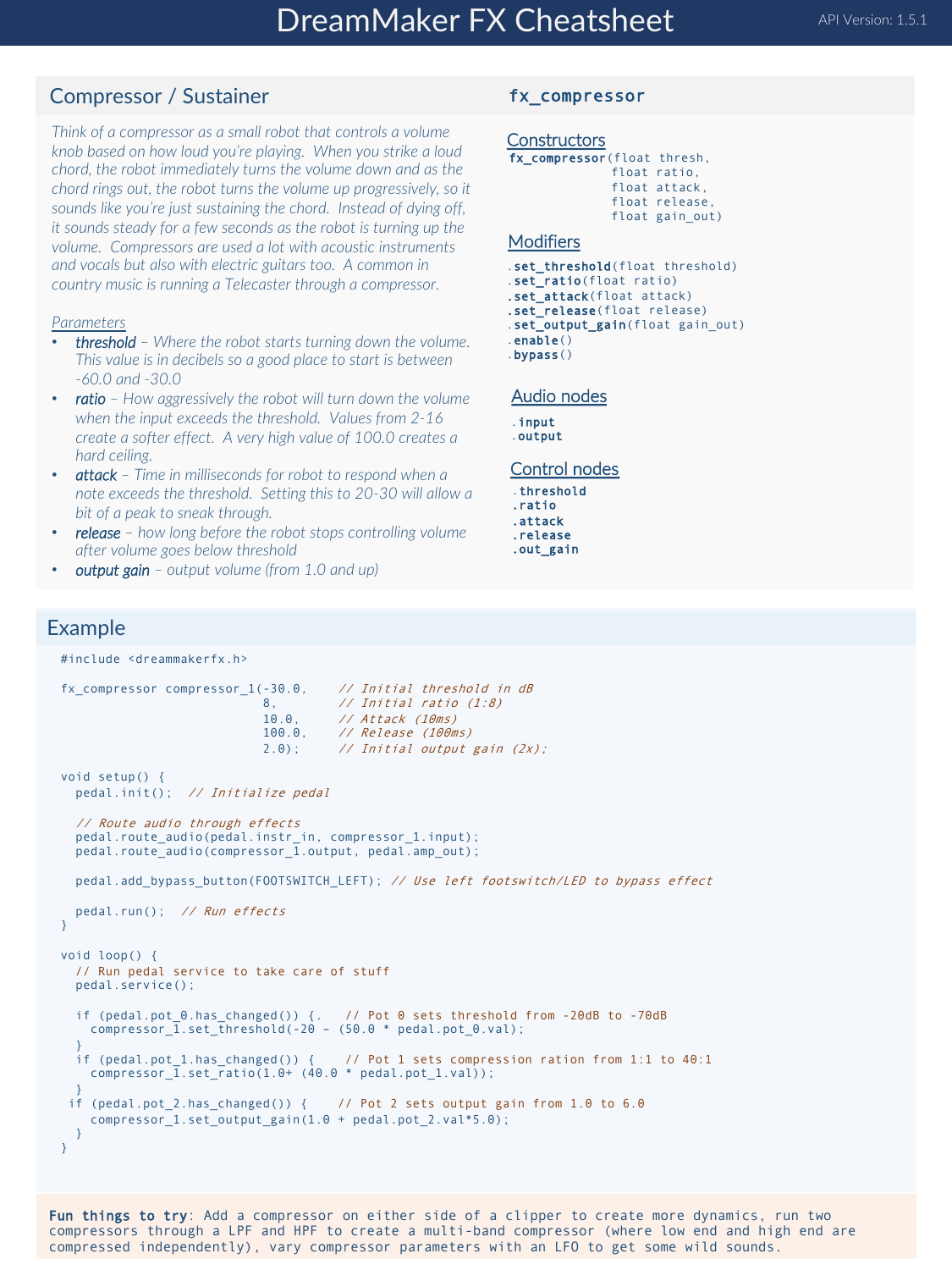# DreamMaker FX Cheatsheet

API Version: 1.5.1

## Compressor / Sustainer

*Think of a compressor as a small robot that controls a volume knob based on how loud you're playing. When you strike a loud chord, the robot immediately turns the volume down and as the chord rings out, the robot turns the volume up progressively, so it sounds like you're just sustaining the chord. Instead of dying off, it sounds steady for a few seconds as the robot is turning up the volume. Compressors are used a lot with acoustic instruments and vocals but also with electric guitars too. A common in country music is running a Telecaster through a compressor.*

*Parameters*

- ***threshold*** *– Where the robot starts turning down the volume. This value is in decibels so a good place to start is between -60.0 and -30.0*
- ***ratio*** *– How aggressively the robot will turn down the volume when the input exceeds the threshold. Values from 2-16 create a softer effect. A very high value of 100.0 creates a hard ceiling.*
- ***attack*** *– Time in milliseconds for robot to respond when a note exceeds the threshold. Setting this to 20-30 will allow a bit of a peak to sneak through.*
- ***release*** *– how long before the robot stops controlling volume after volume goes below threshold*
- ***output gain*** *– output volume (from 1.0 and up)*

### `fx_compressor`

**Constructors**

```
fx_compressor(float thresh,
              float ratio,
              float attack,
              float release,
              float gain_out)
```

**Modifiers**

```
.set_threshold(float threshold)
.set_ratio(float ratio)
.set_attack(float attack)
.set_release(float release)
.set_output_gain(float gain_out)
.enable()
.bypass()
```

**Audio nodes**

```
.input
.output
```

**Control nodes**

```
.threshold
.ratio
.attack
.release
.out_gain
```

## Example

```
#include <dreammakerfx.h>

fx_compressor compressor_1(-30.0,    // Initial threshold in dB
                           8,        // Initial ratio (1:8)
                           10.0,     // Attack (10ms)
                           100.0,    // Release (100ms)
                           2.0);     // Initial output gain (2x);

void setup() {
  pedal.init();  // Initialize pedal

  // Route audio through effects
  pedal.route_audio(pedal.instr_in, compressor_1.input);
  pedal.route_audio(compressor_1.output, pedal.amp_out);

  pedal.add_bypass_button(FOOTSWITCH_LEFT); // Use left footswitch/LED to bypass effect

  pedal.run();  // Run effects
}

void loop() {
  // Run pedal service to take care of stuff
  pedal.service();

  if (pedal.pot_0.has_changed()) {.   // Pot 0 sets threshold from -20dB to -70dB
    compressor_1.set_threshold(-20 – (50.0 * pedal.pot_0.val);
  }
  if (pedal.pot_1.has_changed()) {    // Pot 1 sets compression ration from 1:1 to 40:1
    compressor_1.set_ratio(1.0+ (40.0 * pedal.pot_1.val));
  }
 if (pedal.pot_2.has_changed()) {    // Pot 2 sets output gain from 1.0 to 6.0
    compressor_1.set_output_gain(1.0 + pedal.pot_2.val*5.0);
  }
}
```

**Fun things to try**: Add a compressor on either side of a clipper to create more dynamics, run two compressors through a LPF and HPF to create a multi-band compressor (where low end and high end are compressed independently), vary compressor parameters with an LFO to get some wild sounds.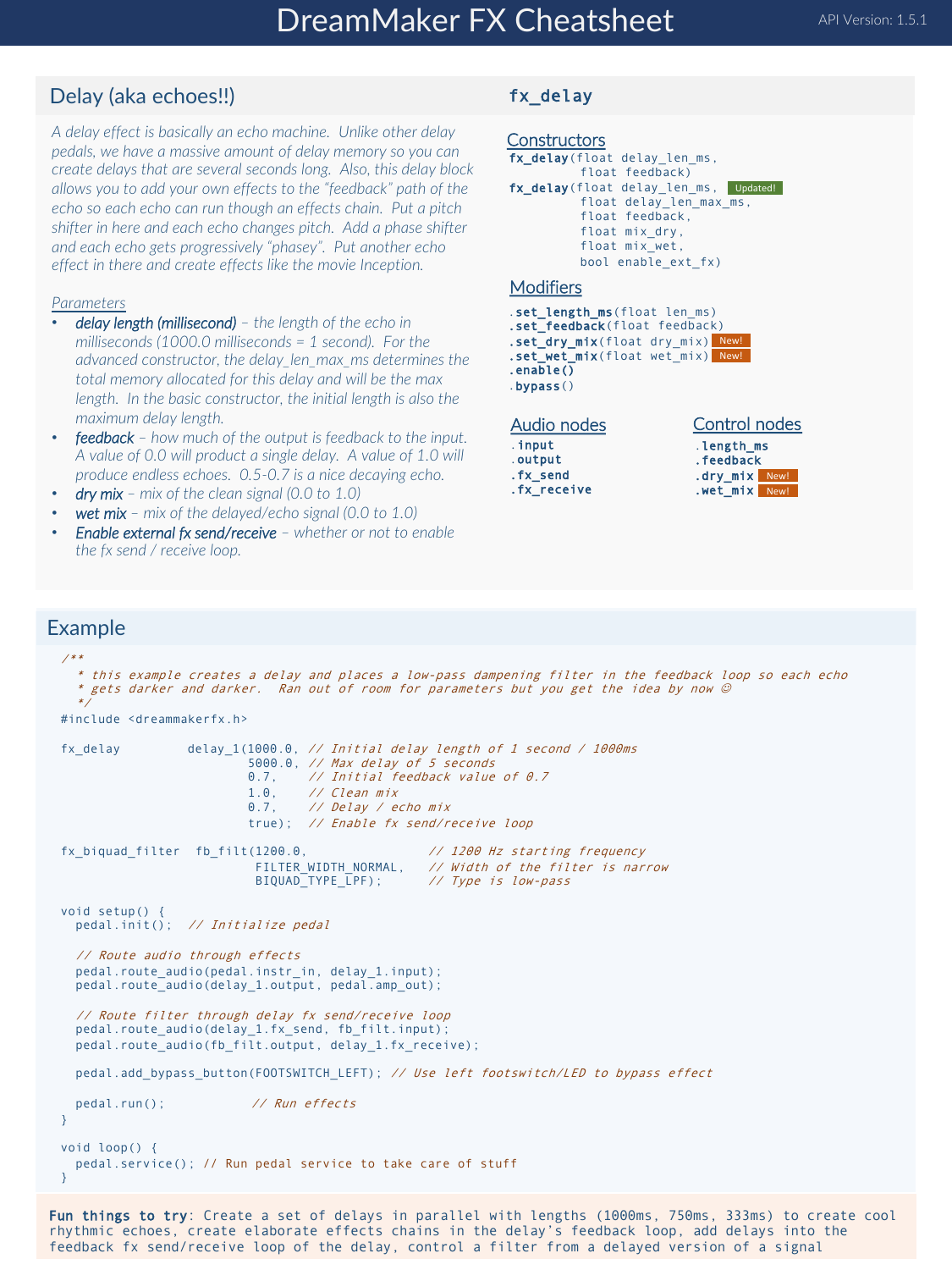# DreamMaker FX Cheatsheet

API Version: 1.5.1

## Delay (aka echoes!!)

*A delay effect is basically an echo machine. Unlike other delay pedals, we have a massive amount of delay memory so you can create delays that are several seconds long. Also, this delay block allows you to add your own effects to the "feedback" path of the echo so each echo can run though an effects chain. Put a pitch shifter in here and each echo changes pitch. Add a phase shifter and each echo gets progressively "phasey". Put another echo effect in there and create effects like the movie Inception.*

*Parameters*

- ***delay length (millisecond)*** *– the length of the echo in milliseconds (1000.0 milliseconds = 1 second). For the advanced constructor, the delay_len_max_ms determines the total memory allocated for this delay and will be the max length. In the basic constructor, the initial length is also the maximum delay length.*
- ***feedback*** *– how much of the output is feedback to the input. A value of 0.0 will product a single delay. A value of 1.0 will produce endless echoes. 0.5-0.7 is a nice decaying echo.*
- ***dry mix*** *– mix of the clean signal (0.0 to 1.0)*
- ***wet mix*** *– mix of the delayed/echo signal (0.0 to 1.0)*
- ***Enable external fx send/receive*** *– whether or not to enable the fx send / receive loop.*

## fx_delay

### Constructors

```
fx_delay(float delay_len_ms,
         float feedback)
fx_delay(float delay_len_ms,        Updated!
         float delay_len_max_ms,
         float feedback,
         float mix_dry,
         float mix_wet,
         bool enable_ext_fx)
```

### Modifiers

```
.set_length_ms(float len_ms)
.set_feedback(float feedback)
.set_dry_mix(float dry_mix)   New!
.set_wet_mix(float wet_mix)   New!
.enable()
.bypass()
```

### Audio nodes

```
.input
.output
.fx_send
.fx_receive
```

### Control nodes

```
.length_ms
.feedback
.dry_mix   New!
.wet_mix   New!
```

## Example

```
/**
  * this example creates a delay and places a low-pass dampening filter in the feedback loop so each echo
  * gets darker and darker.  Ran out of room for parameters but you get the idea by now ☺
  */
#include <dreammakerfx.h>

fx_delay         delay_1(1000.0, // Initial delay length of 1 second / 1000ms
                         5000.0, // Max delay of 5 seconds
                         0.7,    // Initial feedback value of 0.7
                         1.0,    // Clean mix
                         0.7,    // Delay / echo mix
                         true);  // Enable fx send/receive loop

fx_biquad_filter  fb_filt(1200.0,               // 1200 Hz starting frequency
                          FILTER_WIDTH_NORMAL,   // Width of the filter is narrow
                          BIQUAD_TYPE_LPF);      // Type is low-pass

void setup() {
  pedal.init();  // Initialize pedal

  // Route audio through effects
  pedal.route_audio(pedal.instr_in, delay_1.input);
  pedal.route_audio(delay_1.output, pedal.amp_out);

  // Route filter through delay fx send/receive loop
  pedal.route_audio(delay_1.fx_send, fb_filt.input);
  pedal.route_audio(fb_filt.output, delay_1.fx_receive);

  pedal.add_bypass_button(FOOTSWITCH_LEFT); // Use left footswitch/LED to bypass effect

  pedal.run();            // Run effects
}

void loop() {
  pedal.service(); // Run pedal service to take care of stuff
}
```

**Fun things to try**: Create a set of delays in parallel with lengths (1000ms, 750ms, 333ms) to create cool rhythmic echoes, create elaborate effects chains in the delay's feedback loop, add delays into the feedback fx send/receive loop of the delay, control a filter from a delayed version of a signal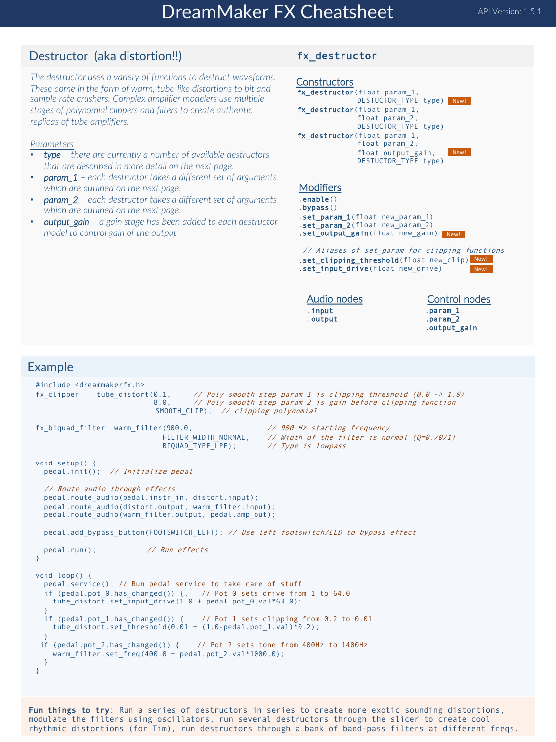# DreamMaker FX Cheatsheet

API Version: 1.5.1

## Destructor (aka distortion!!)

*The destructor uses a variety of functions to destruct waveforms. These come in the form of warm, tube-like distortions to bit and sample rate crushers. Complex amplifier modelers use multiple stages of polynomial clippers and filters to create authentic replicas of tube amplifiers.*

*Parameters*

- ***type*** – *there are currently a number of available destructors that are described in more detail on the next page.*
- ***param_1*** – *each destructor takes a different set of arguments which are outlined on the next page.*
- ***param_2*** – *each destructor takes a different set of arguments which are outlined on the next page.*
- ***output_gain*** – *a gain stage has been added to each destructor model to control gain of the output*

### fx_destructor

**Constructors**

```
fx_destructor(float param_1,
              DESTUCTOR_TYPE type)        New!
fx_destructor(float param_1,
              float param_2,
              DESTUCTOR_TYPE type)
fx_destructor(float param_1,
              float param_2,
              float output_gain,          New!
              DESTUCTOR_TYPE type)
```

**Modifiers**

```
.enable()
.bypass()
.set_param_1(float new_param_1)
.set_param_2(float new_param_2)
.set_output_gain(float new_gain)      New!

 // Aliases of set_param for clipping functions
.set_clipping_threshold(float new_clip)   New!
.set_input_drive(float new_drive)         New!
```

**Audio nodes**

```
.input
.output
```

**Control nodes**

```
.param_1
.param_2
.output_gain
```

## Example

```
#include <dreammakerfx.h>
fx_clipper    tube_distort(0.1,     // Poly smooth step param 1 is clipping threshold (0.0 -> 1.0)
                           8.0,     // Poly smooth step param 2 is gain before clipping function
                           SMOOTH_CLIP);  // clipping polynomial

fx_biquad_filter  warm_filter(900.0,                // 900 Hz starting frequency
                              FILTER_WIDTH_NORMAL,    // Width of the filter is normal (Q=0.7071)
                              BIQUAD_TYPE_LPF);       // Type is lowpass

void setup() {
  pedal.init();  // Initialize pedal

  // Route audio through effects
  pedal.route_audio(pedal.instr_in, distort.input);
  pedal.route_audio(distort.output, warm_filter.input);
  pedal.route_audio(warm_filter.output, pedal.amp_out);

  pedal.add_bypass_button(FOOTSWITCH_LEFT); // Use left footswitch/LED to bypass effect

  pedal.run();           // Run effects
}

void loop() {
  pedal.service(); // Run pedal service to take care of stuff
  if (pedal.pot_0.has_changed()) {.   // Pot 0 sets drive from 1 to 64.0
    tube_distort.set_input_drive(1.0 + pedal.pot_0.val*63.0);
  }
  if (pedal.pot_1.has_changed()) {    // Pot 1 sets clipping from 0.2 to 0.01
    tube_distort.set_threshold(0.01 + (1.0-pedal.pot_1.val)*0.2);
  }
 if (pedal.pot_2.has_changed()) {    // Pot 2 sets tone from 400Hz to 1400Hz
    warm_filter.set_freq(400.0 + pedal.pot_2.val*1000.0);
  }
}
```

**Fun things to try**: Run a series of destructors in series to create more exotic sounding distortions, modulate the filters using oscillators, run several destructors through the slicer to create cool rhythmic distortions (for Tim), run destructors through a bank of band-pass filters at different freqs.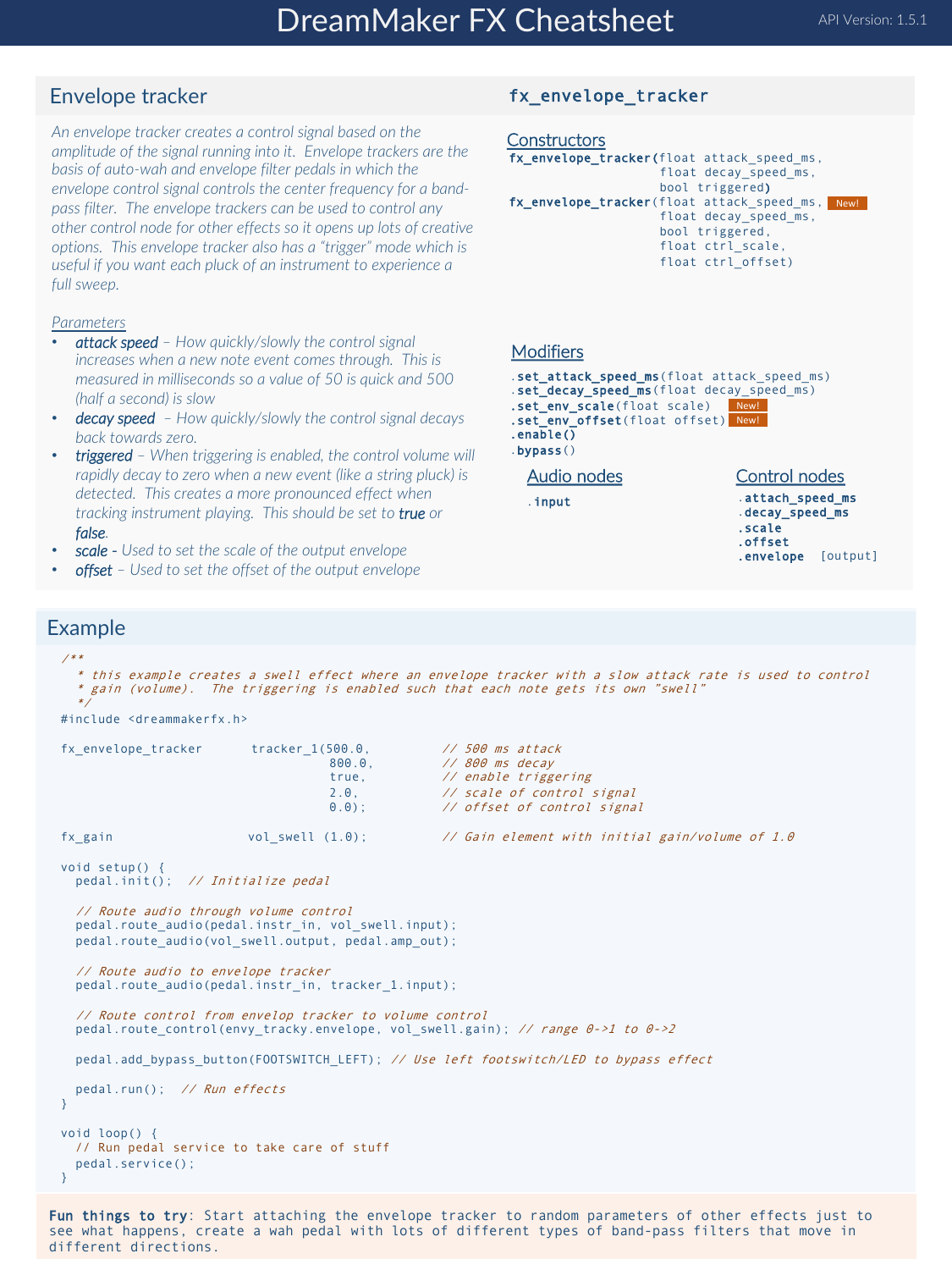# DreamMaker FX Cheatsheet

API Version: 1.5.1

## Envelope tracker

*An envelope tracker creates a control signal based on the amplitude of the signal running into it. Envelope trackers are the basis of auto-wah and envelope filter pedals in which the envelope control signal controls the center frequency for a band-pass filter. The envelope trackers can be used to control any other control node for other effects so it opens up lots of creative options. This envelope tracker also has a "trigger" mode which is useful if you want each pluck of an instrument to experience a full sweep.*

*Parameters*

- ***attack speed*** *– How quickly/slowly the control signal increases when a new note event comes through. This is measured in milliseconds so a value of 50 is quick and 500 (half a second) is slow*
- ***decay speed*** *– How quickly/slowly the control signal decays back towards zero.*
- ***triggered*** *– When triggering is enabled, the control volume will rapidly decay to zero when a new event (like a string pluck) is detected. This creates a more pronounced effect when tracking instrument playing. This should be set to **true** or **false**.*
- ***scale*** *- Used to set the scale of the output envelope*
- ***offset*** *– Used to set the offset of the output envelope*

### `fx_envelope_tracker`

#### Constructors

```
fx_envelope_tracker(float attack_speed_ms,
                    float decay_speed_ms,
                    bool triggered)
fx_envelope_tracker(float attack_speed_ms,     New!
                    float decay_speed_ms,
                    bool triggered,
                    float ctrl_scale,
                    float ctrl_offset)
```

#### Modifiers

```
.set_attack_speed_ms(float attack_speed_ms)
.set_decay_speed_ms(float decay_speed_ms)
.set_env_scale(float scale)     New!
.set_env_offset(float offset)   New!
.enable()
.bypass()
```

#### Audio nodes

```
.input
```

#### Control nodes

```
.attach_speed_ms
.decay_speed_ms
.scale
.offset
.envelope   [output]
```

## Example

```
/**
 * this example creates a swell effect where an envelope tracker with a slow attack rate is used to control
 * gain (volume).  The triggering is enabled such that each note gets its own "swell"
 */
#include <dreammakerfx.h>

fx_envelope_tracker      tracker_1(500.0,         // 500 ms attack
                                   800.0,         // 800 ms decay
                                   true,          // enable triggering
                                   2.0,           // scale of control signal
                                   0.0);          // offset of control signal

fx_gain                 vol_swell (1.0);          // Gain element with initial gain/volume of 1.0

void setup() {
  pedal.init();  // Initialize pedal

  // Route audio through volume control
  pedal.route_audio(pedal.instr_in, vol_swell.input);
  pedal.route_audio(vol_swell.output, pedal.amp_out);

  // Route audio to envelope tracker
  pedal.route_audio(pedal.instr_in, tracker_1.input);

  // Route control from envelop tracker to volume control
  pedal.route_control(envy_tracky.envelope, vol_swell.gain); // range 0->1 to 0->2

  pedal.add_bypass_button(FOOTSWITCH_LEFT); // Use left footswitch/LED to bypass effect

  pedal.run();  // Run effects
}

void loop() {
  // Run pedal service to take care of stuff
  pedal.service();
}
```

**Fun things to try**: Start attaching the envelope tracker to random parameters of other effects just to see what happens, create a wah pedal with lots of different types of band-pass filters that move in different directions.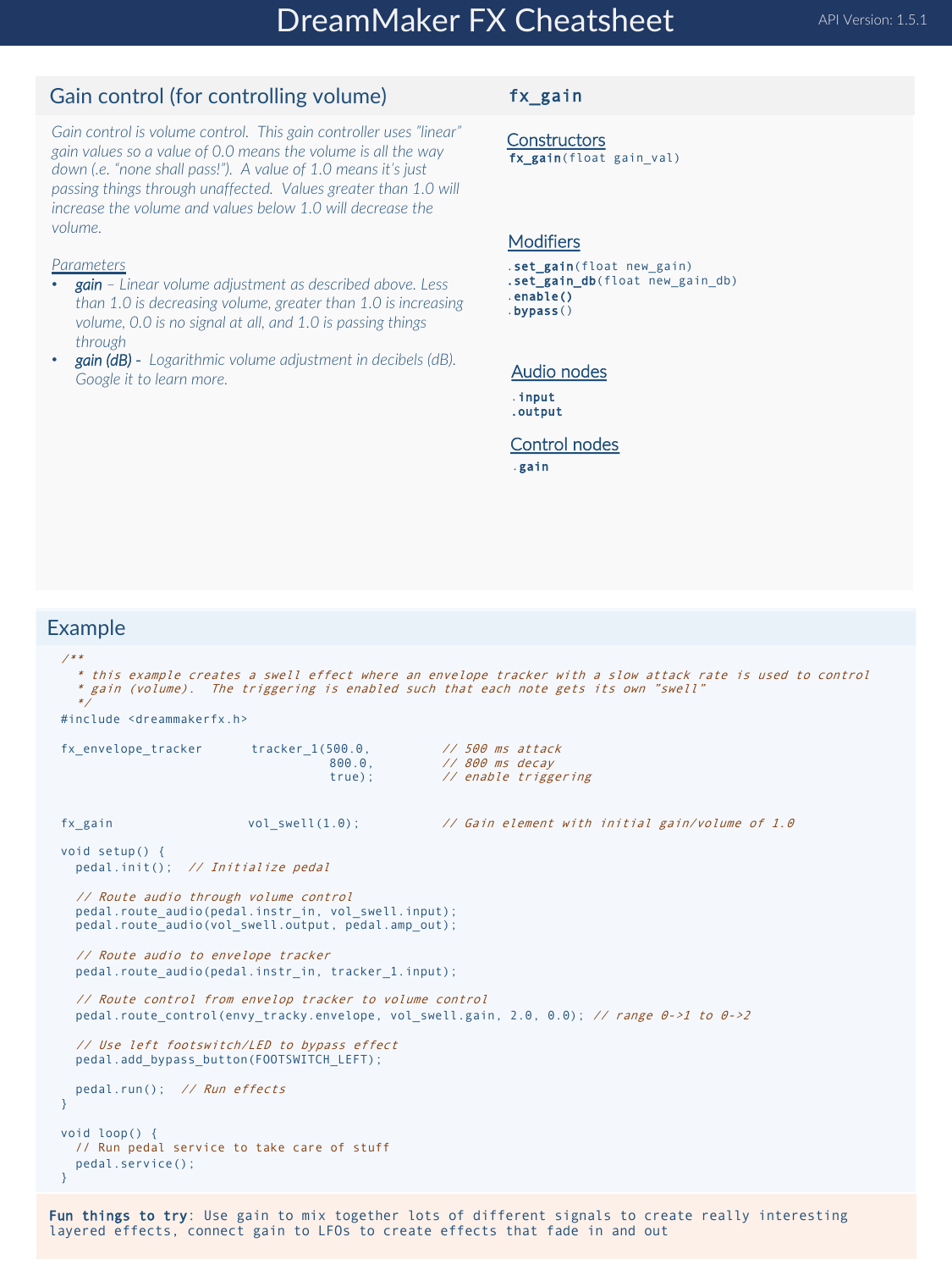# DreamMaker FX Cheatsheet

API Version: 1.5.1

## Gain control (for controlling volume)

**`fx_gain`**

*Gain control is volume control. This gain controller uses "linear" gain values so a value of 0.0 means the volume is all the way down (i.e. "none shall pass!"). A value of 1.0 means it's just passing things through unaffected. Values greater than 1.0 will increase the volume and values below 1.0 will decrease the volume.*

*Parameters*

- ***gain*** *– Linear volume adjustment as described above. Less than 1.0 is decreasing volume, greater than 1.0 is increasing volume, 0.0 is no signal at all, and 1.0 is passing things through*
- ***gain (dB)*** *- Logarithmic volume adjustment in decibels (dB). Google it to learn more.*

### Constructors

`fx_gain(float gain_val)`

### Modifiers

`.set_gain(float new_gain)`
`.set_gain_db(float new_gain_db)`
`.enable()`
`.bypass()`

### Audio nodes

`.input`
`.output`

### Control nodes

`.gain`

## Example

```
/**
  * this example creates a swell effect where an envelope tracker with a slow attack rate is used to control
  * gain (volume).  The triggering is enabled such that each note gets its own "swell"
  */
#include <dreammakerfx.h>

fx_envelope_tracker      tracker_1(500.0,         // 500 ms attack
                                   800.0,         // 800 ms decay
                                   true);         // enable triggering


fx_gain                 vol_swell(1.0);           // Gain element with initial gain/volume of 1.0

void setup() {
  pedal.init();  // Initialize pedal

  // Route audio through volume control
  pedal.route_audio(pedal.instr_in, vol_swell.input);
  pedal.route_audio(vol_swell.output, pedal.amp_out);

  // Route audio to envelope tracker
  pedal.route_audio(pedal.instr_in, tracker_1.input);

  // Route control from envelop tracker to volume control
  pedal.route_control(envy_tracky.envelope, vol_swell.gain, 2.0, 0.0); // range 0->1 to 0->2

  // Use left footswitch/LED to bypass effect
  pedal.add_bypass_button(FOOTSWITCH_LEFT);

  pedal.run();  // Run effects
}

void loop() {
  // Run pedal service to take care of stuff
  pedal.service();
}
```

**Fun things to try**: Use gain to mix together lots of different signals to create really interesting layered effects, connect gain to LFOs to create effects that fade in and out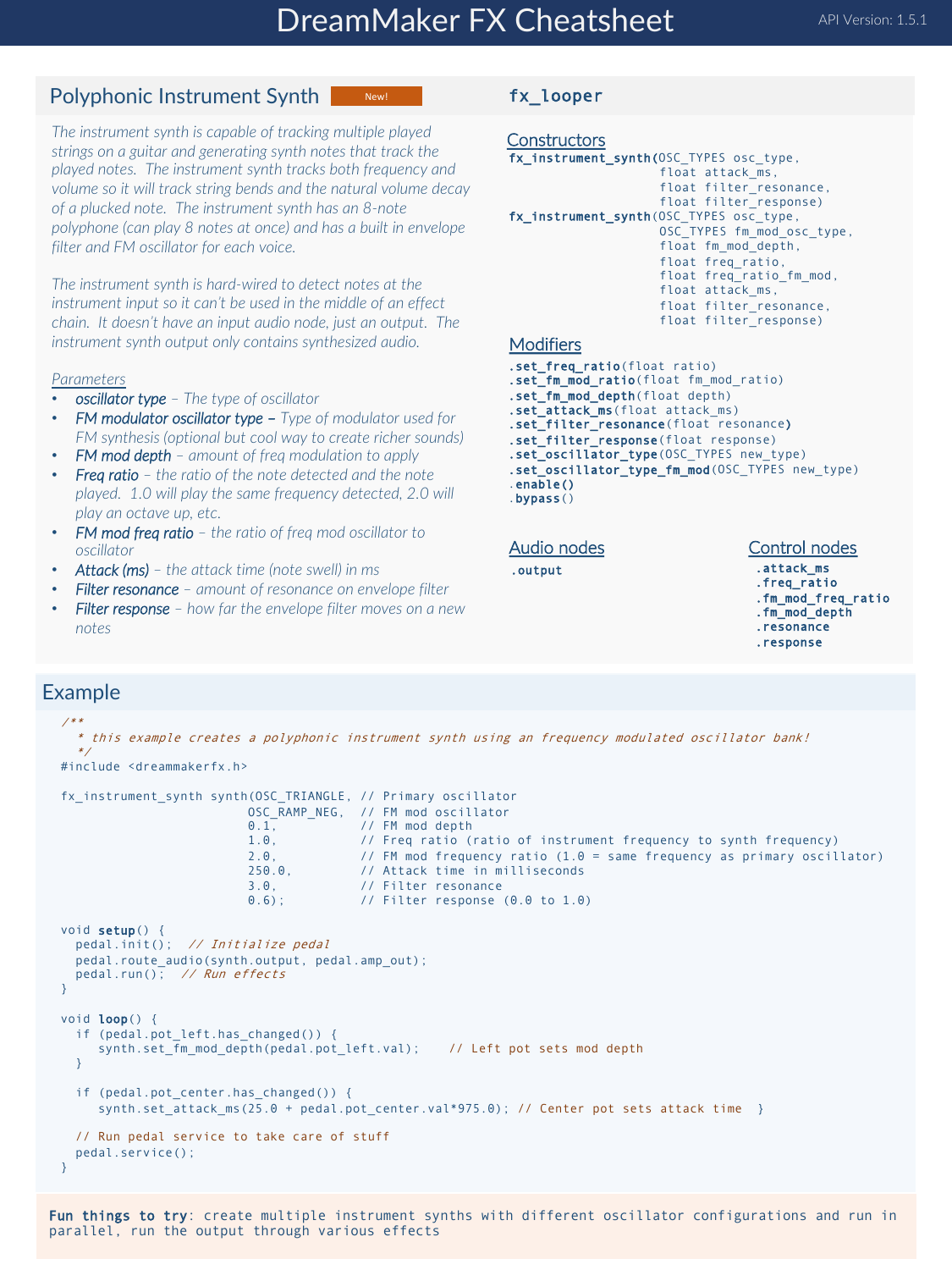# DreamMaker FX Cheatsheet

API Version: 1.5.1

## Polyphonic Instrument Synth

New!

*The instrument synth is capable of tracking multiple played strings on a guitar and generating synth notes that track the played notes. The instrument synth tracks both frequency and volume so it will track string bends and the natural volume decay of a plucked note. The instrument synth has an 8-note polyphone (can play 8 notes at once) and has a built in envelope filter and FM oscillator for each voice.*

*The instrument synth is hard-wired to detect notes at the instrument input so it can't be used in the middle of an effect chain. It doesn't have an input audio node, just an output. The instrument synth output only contains synthesized audio.*

*Parameters*

- ***oscillator type*** *– The type of oscillator*
- ***FM modulator oscillator type –*** *Type of modulator used for FM synthesis (optional but cool way to create richer sounds)*
- ***FM mod depth*** *– amount of freq modulation to apply*
- ***Freq ratio*** *– the ratio of the note detected and the note played. 1.0 will play the same frequency detected, 2.0 will play an octave up, etc.*
- ***FM mod freq ratio*** *– the ratio of freq mod oscillator to oscillator*
- ***Attack (ms)*** *– the attack time (note swell) in ms*
- ***Filter resonance*** *– amount of resonance on envelope filter*
- ***Filter response*** *– how far the envelope filter moves on a new notes*

## `fx_looper`

### Constructors

```
fx_instrument_synth(OSC_TYPES osc_type,
                    float attack_ms,
                    float filter_resonance,
                    float filter_response)
fx_instrument_synth(OSC_TYPES osc_type,
                    OSC_TYPES fm_mod_osc_type,
                    float fm_mod_depth,
                    float freq_ratio,
                    float freq_ratio_fm_mod,
                    float attack_ms,
                    float filter_resonance,
                    float filter_response)
```

### Modifiers

```
.set_freq_ratio(float ratio)
.set_fm_mod_ratio(float fm_mod_ratio)
.set_fm_mod_depth(float depth)
.set_attack_ms(float attack_ms)
.set_filter_resonance(float resonance)
.set_filter_response(float response)
.set_oscillator_type(OSC_TYPES new_type)
.set_oscillator_type_fm_mod(OSC_TYPES new_type)
.enable()
.bypass()
```

### Audio nodes

```
.output
```

### Control nodes

```
.attack_ms
.freq_ratio
.fm_mod_freq_ratio
.fm_mod_depth
.resonance
.response
```

## Example

```
/**
  * this example creates a polyphonic instrument synth using an frequency modulated oscillator bank!
  */
#include <dreammakerfx.h>

fx_instrument_synth synth(OSC_TRIANGLE, // Primary oscillator
                          OSC_RAMP_NEG,  // FM mod oscillator
                          0.1,           // FM mod depth
                          1.0,           // Freq ratio (ratio of instrument frequency to synth frequency)
                          2.0,           // FM mod frequency ratio (1.0 = same frequency as primary oscillator)
                          250.0,         // Attack time in milliseconds
                          3.0,           // Filter resonance
                          0.6);          // Filter response (0.0 to 1.0)

void setup() {
  pedal.init();  // Initialize pedal
  pedal.route_audio(synth.output, pedal.amp_out);
  pedal.run();  // Run effects
}

void loop() {
  if (pedal.pot_left.has_changed()) {
     synth.set_fm_mod_depth(pedal.pot_left.val);    // Left pot sets mod depth
  }

  if (pedal.pot_center.has_changed()) {
     synth.set_attack_ms(25.0 + pedal.pot_center.val*975.0); // Center pot sets attack time  }

  // Run pedal service to take care of stuff
  pedal.service();
}
```

**Fun things to try**: create multiple instrument synths with different oscillator configurations and run in parallel, run the output through various effects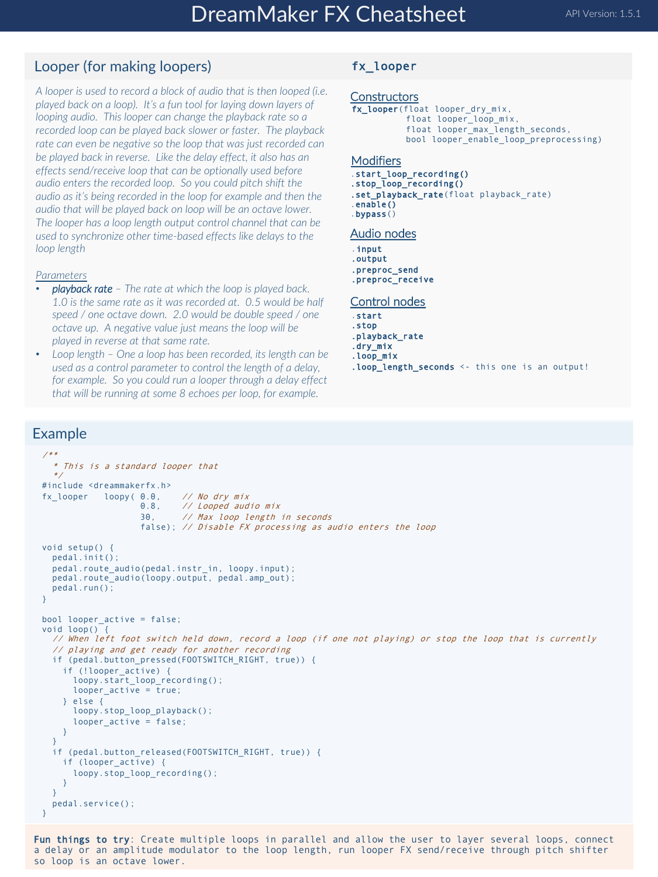# DreamMaker FX Cheatsheet

API Version: 1.5.1

## Looper (for making loopers)

*A looper is used to record a block of audio that is then looped (i.e. played back on a loop). It's a fun tool for laying down layers of looping audio. This looper can change the playback rate so a recorded loop can be played back slower or faster. The playback rate can even be negative so the loop that was just recorded can be played back in reverse. Like the delay effect, it also has an effects send/receive loop that can be optionally used before audio enters the recorded loop. So you could pitch shift the audio as it's being recorded in the loop for example and then the audio that will be played back on loop will be an octave lower. The looper has a loop length output control channel that can be used to synchronize other time-based effects like delays to the loop length*

*Parameters*

- **playback rate** – *The rate at which the loop is played back. 1.0 is the same rate as it was recorded at. 0.5 would be half speed / one octave down. 2.0 would be double speed / one octave up. A negative value just means the loop will be played in reverse at that same rate.*
- *Loop length – One a loop has been recorded, its length can be used as a control parameter to control the length of a delay, for example. So you could run a looper through a delay effect that will be running at some 8 echoes per loop, for example.*

## `fx_looper`

### Constructors

```
fx_looper(float looper_dry_mix,
          float looper_loop_mix,
          float looper_max_length_seconds,
          bool looper_enable_loop_preprocessing)
```

### Modifiers

```
.start_loop_recording()
.stop_loop_recording()
.set_playback_rate(float playback_rate)
.enable()
.bypass()
```

### Audio nodes

```
.input
.output
.preproc_send
.preproc_receive
```

### Control nodes

```
.start
.stop
.playback_rate
.dry_mix
.loop_mix
.loop_length_seconds <- this one is an output!
```

## Example

```
/**
 * This is a standard looper that
 */
#include <dreammakerfx.h>
fx_looper   loopy( 0.0,    // No dry mix
                   0.8,    // Looped audio mix
                   30,     // Max loop length in seconds
                   false); // Disable FX processing as audio enters the loop

void setup() {
  pedal.init();
  pedal.route_audio(pedal.instr_in, loopy.input);
  pedal.route_audio(loopy.output, pedal.amp_out);
  pedal.run();
}

bool looper_active = false;
void loop() {
  // When left foot switch held down, record a loop (if one not playing) or stop the loop that is currently
  // playing and get ready for another recording
  if (pedal.button_pressed(FOOTSWITCH_RIGHT, true)) {
    if (!looper_active) {
      loopy.start_loop_recording();
      looper_active = true;
    } else {
      loopy.stop_loop_playback();
      looper_active = false;
    }
  }
  if (pedal.button_released(FOOTSWITCH_RIGHT, true)) {
    if (looper_active) {
      loopy.stop_loop_recording();
    }
  }
  pedal.service();
}
```

**Fun things to try**: Create multiple loops in parallel and allow the user to layer several loops, connect a delay or an amplitude modulator to the loop length, run looper FX send/receive through pitch shifter so loop is an octave lower.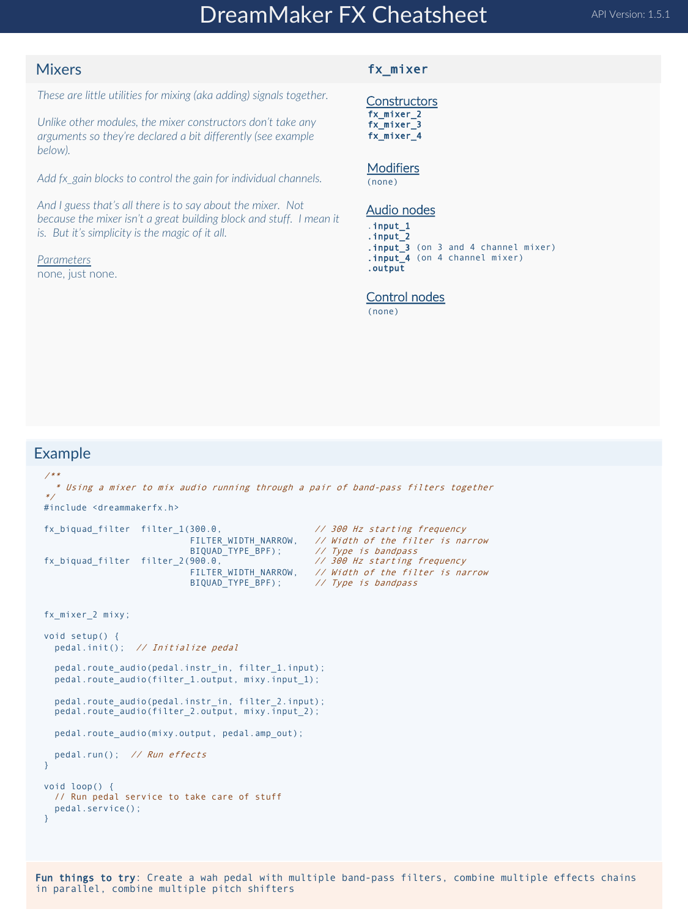# DreamMaker FX Cheatsheet

API Version: 1.5.1

## Mixers

*These are little utilities for mixing (aka adding) signals together.*

*Unlike other modules, the mixer constructors don't take any arguments so they're declared a bit differently (see example below).*

*Add fx_gain blocks to control the gain for individual channels.*

*And I guess that's all there is to say about the mixer. Not because the mixer isn't a great building block and stuff. I mean it is. But it's simplicity is the magic of it all.*

*Parameters*

none, just none.

## `fx_mixer`

### Constructors

**`fx_mixer_2`**
**`fx_mixer_3`**
**`fx_mixer_4`**

### Modifiers

(none)

### Audio nodes

- **`.input_1`**
- **`.input_2`**
- **`.input_3`** (on 3 and 4 channel mixer)
- **`.input_4`** (on 4 channel mixer)
- **`.output`**

### Control nodes

(none)

## Example

```
/**
  * Using a mixer to mix audio running through a pair of band-pass filters together
*/
#include <dreammakerfx.h>

fx_biquad_filter  filter_1(300.0,                 // 300 Hz starting frequency
                           FILTER_WIDTH_NARROW,   // Width of the filter is narrow
                           BIQUAD_TYPE_BPF);      // Type is bandpass
fx_biquad_filter  filter_2(900.0,                 // 300 Hz starting frequency
                           FILTER_WIDTH_NARROW,   // Width of the filter is narrow
                           BIQUAD_TYPE_BPF);      // Type is bandpass


fx_mixer_2 mixy;

void setup() {
  pedal.init();  // Initialize pedal

  pedal.route_audio(pedal.instr_in, filter_1.input);
  pedal.route_audio(filter_1.output, mixy.input_1);

  pedal.route_audio(pedal.instr_in, filter_2.input);
  pedal.route_audio(filter_2.output, mixy.input_2);

  pedal.route_audio(mixy.output, pedal.amp_out);

  pedal.run();  // Run effects
}

void loop() {
  // Run pedal service to take care of stuff
  pedal.service();
}
```

**Fun things to try**: Create a wah pedal with multiple band-pass filters, combine multiple effects chains in parallel, combine multiple pitch shifters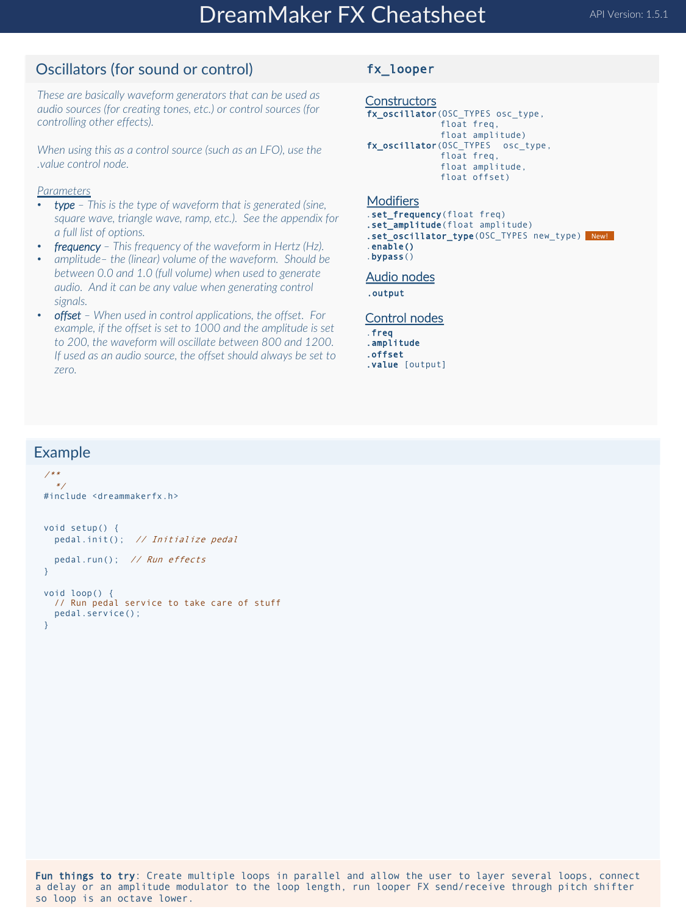# DreamMaker FX Cheatsheet

API Version: 1.5.1

## Oscillators (for sound or control)

*These are basically waveform generators that can be used as audio sources (for creating tones, etc.) or control sources (for controlling other effects).*

*When using this as a control source (such as an LFO), use the .value control node.*

*Parameters*

- ***type*** *– This is the type of waveform that is generated (sine, square wave, triangle wave, ramp, etc.). See the appendix for a full list of options.*
- ***frequency*** *– This frequency of the waveform in Hertz (Hz).*
- *amplitude– the (linear) volume of the waveform. Should be between 0.0 and 1.0 (full volume) when used to generate audio. And it can be any value when generating control signals.*
- ***offset*** *– When used in control applications, the offset. For example, if the offset is set to 1000 and the amplitude is set to 200, the waveform will oscillate between 800 and 1200. If used as an audio source, the offset should always be set to zero.*

### fx_looper

#### Constructors

```
fx_oscillator(OSC_TYPES osc_type,
              float freq,
              float amplitude)
fx_oscillator(OSC_TYPES  osc_type,
              float freq,
              float amplitude,
              float offset)
```

#### Modifiers

```
.set_frequency(float freq)
.set_amplitude(float amplitude)
.set_oscillator_type(OSC_TYPES new_type)  New!
.enable()
.bypass()
```

#### Audio nodes

```
.output
```

#### Control nodes

```
.freq
.amplitude
.offset
.value [output]
```

## Example

```
/**
  */
#include <dreammakerfx.h>


void setup() {
  pedal.init();  // Initialize pedal

  pedal.run();  // Run effects
}

void loop() {
  // Run pedal service to take care of stuff
  pedal.service();
}
```

**Fun things to try**: Create multiple loops in parallel and allow the user to layer several loops, connect a delay or an amplitude modulator to the loop length, run looper FX send/receive through pitch shifter so loop is an octave lower.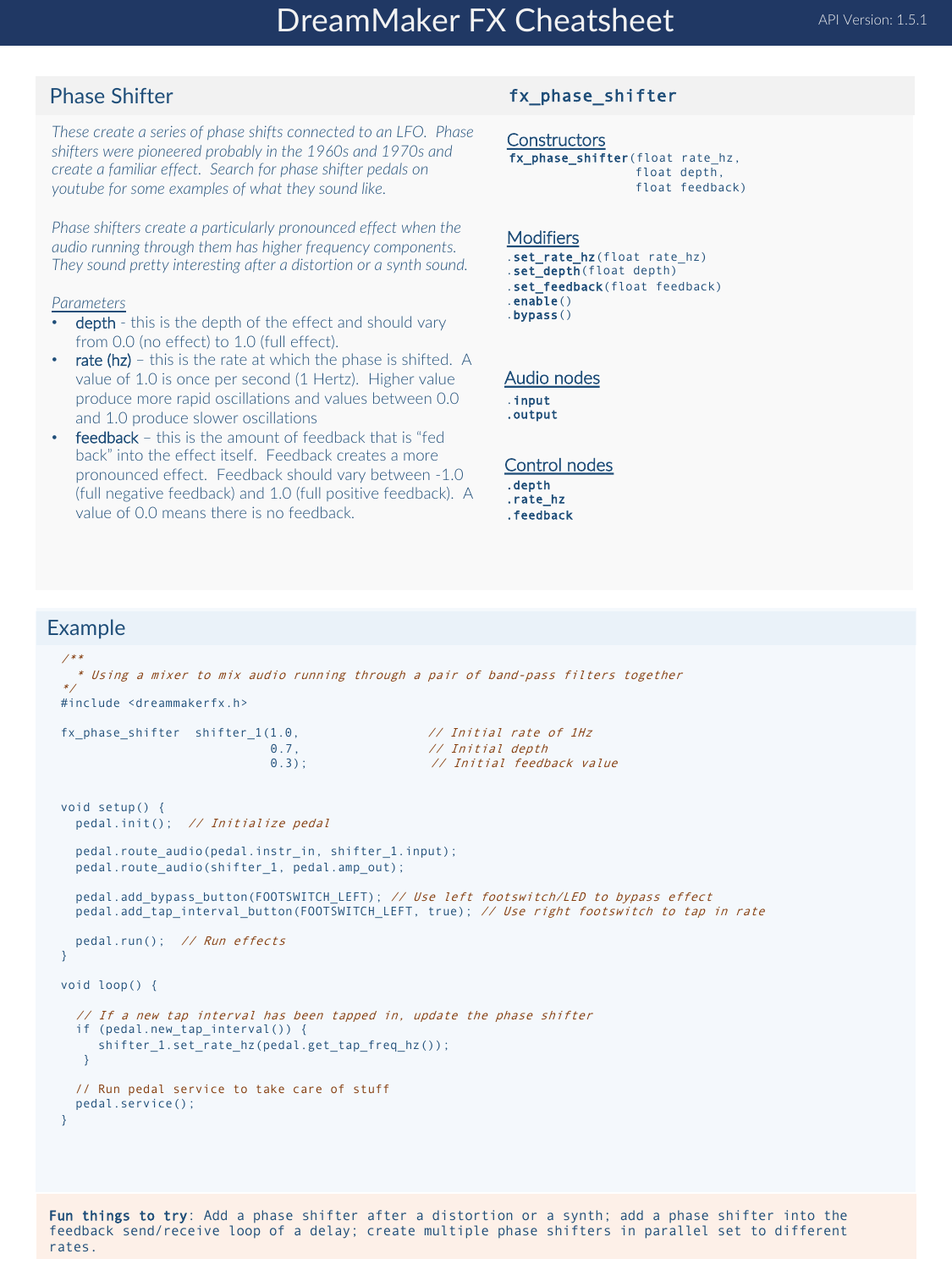# DreamMaker FX Cheatsheet

API Version: 1.5.1

## Phase Shifter

`fx_phase_shifter`

*These create a series of phase shifts connected to an LFO. Phase shifters were pioneered probably in the 1960s and 1970s and create a familiar effect. Search for phase shifter pedals on youtube for some examples of what they sound like.*

*Phase shifters create a particularly pronounced effect when the audio running through them has higher frequency components. They sound pretty interesting after a distortion or a synth sound.*

*Parameters*

- depth - this is the depth of the effect and should vary from 0.0 (no effect) to 1.0 (full effect).
- rate (hz) – this is the rate at which the phase is shifted. A value of 1.0 is once per second (1 Hertz). Higher value produce more rapid oscillations and values between 0.0 and 1.0 produce slower oscillations
- feedback – this is the amount of feedback that is "fed back" into the effect itself. Feedback creates a more pronounced effect. Feedback should vary between -1.0 (full negative feedback) and 1.0 (full positive feedback). A value of 0.0 means there is no feedback.

### Constructors

```
fx_phase_shifter(float rate_hz,
                 float depth,
                 float feedback)
```

### Modifiers

```
.set_rate_hz(float rate_hz)
.set_depth(float depth)
.set_feedback(float feedback)
.enable()
.bypass()
```

### Audio nodes

```
.input
.output
```

### Control nodes

```
.depth
.rate_hz
.feedback
```

## Example

```
/**
  * Using a mixer to mix audio running through a pair of band-pass filters together
*/
#include <dreammakerfx.h>

fx_phase_shifter  shifter_1(1.0,                // Initial rate of 1Hz
                            0.7,                // Initial depth
                            0.3);               // Initial feedback value


void setup() {
  pedal.init();  // Initialize pedal

  pedal.route_audio(pedal.instr_in, shifter_1.input);
  pedal.route_audio(shifter_1, pedal.amp_out);

  pedal.add_bypass_button(FOOTSWITCH_LEFT); // Use left footswitch/LED to bypass effect
  pedal.add_tap_interval_button(FOOTSWITCH_LEFT, true); // Use right footswitch to tap in rate

  pedal.run();  // Run effects
}

void loop() {

  // If a new tap interval has been tapped in, update the phase shifter
  if (pedal.new_tap_interval()) {
     shifter_1.set_rate_hz(pedal.get_tap_freq_hz());
   }

  // Run pedal service to take care of stuff
  pedal.service();
}
```

**Fun things to try**: Add a phase shifter after a distortion or a synth; add a phase shifter into the feedback send/receive loop of a delay; create multiple phase shifters in parallel set to different rates.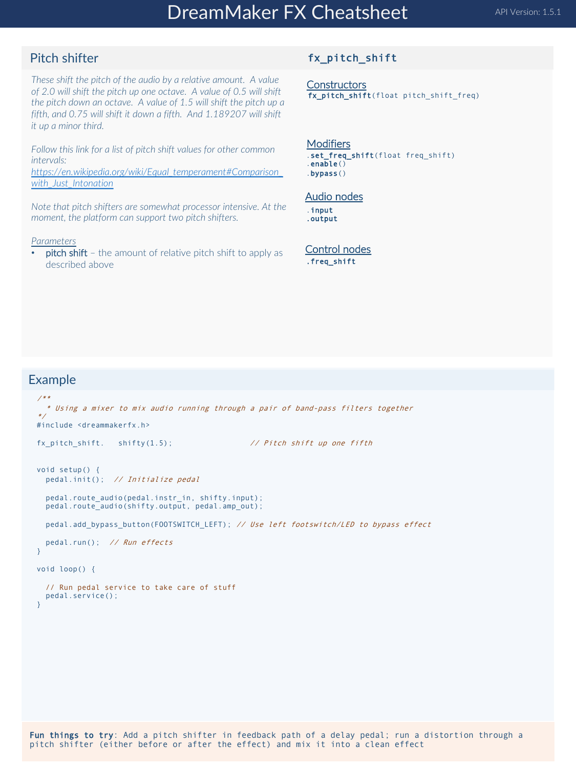# DreamMaker FX Cheatsheet

API Version: 1.5.1

## Pitch shifter

*These shift the pitch of the audio by a relative amount. A value of 2.0 will shift the pitch up one octave. A value of 0.5 will shift the pitch down an octave. A value of 1.5 will shift the pitch up a fifth, and 0.75 will shift it down a fifth. And 1.189207 will shift it up a minor third.*

*Follow this link for a list of pitch shift values for other common intervals: https://en.wikipedia.org/wiki/Equal_temperament#Comparison_with_Just_Intonation*

*Note that pitch shifters are somewhat processor intensive. At the moment, the platform can support two pitch shifters.*

*Parameters*

- pitch shift – the amount of relative pitch shift to apply as described above

## fx_pitch_shift

**Constructors**

`fx_pitch_shift(float pitch_shift_freq)`

**Modifiers**

`.set_freq_shift(float freq_shift)`
`.enable()`
`.bypass()`

**Audio nodes**

`.input`
`.output`

**Control nodes**

`.freq_shift`

## Example

```
/**
  * Using a mixer to mix audio running through a pair of band-pass filters together
*/
#include <dreammakerfx.h>

fx_pitch_shift.   shifty(1.5);                // Pitch shift up one fifth


void setup() {
  pedal.init();  // Initialize pedal

  pedal.route_audio(pedal.instr_in, shifty.input);
  pedal.route_audio(shifty.output, pedal.amp_out);

  pedal.add_bypass_button(FOOTSWITCH_LEFT); // Use left footswitch/LED to bypass effect

  pedal.run();  // Run effects
}

void loop() {

  // Run pedal service to take care of stuff
  pedal.service();
}
```

**Fun things to try**: Add a pitch shifter in feedback path of a delay pedal; run a distortion through a pitch shifter (either before or after the effect) and mix it into a clean effect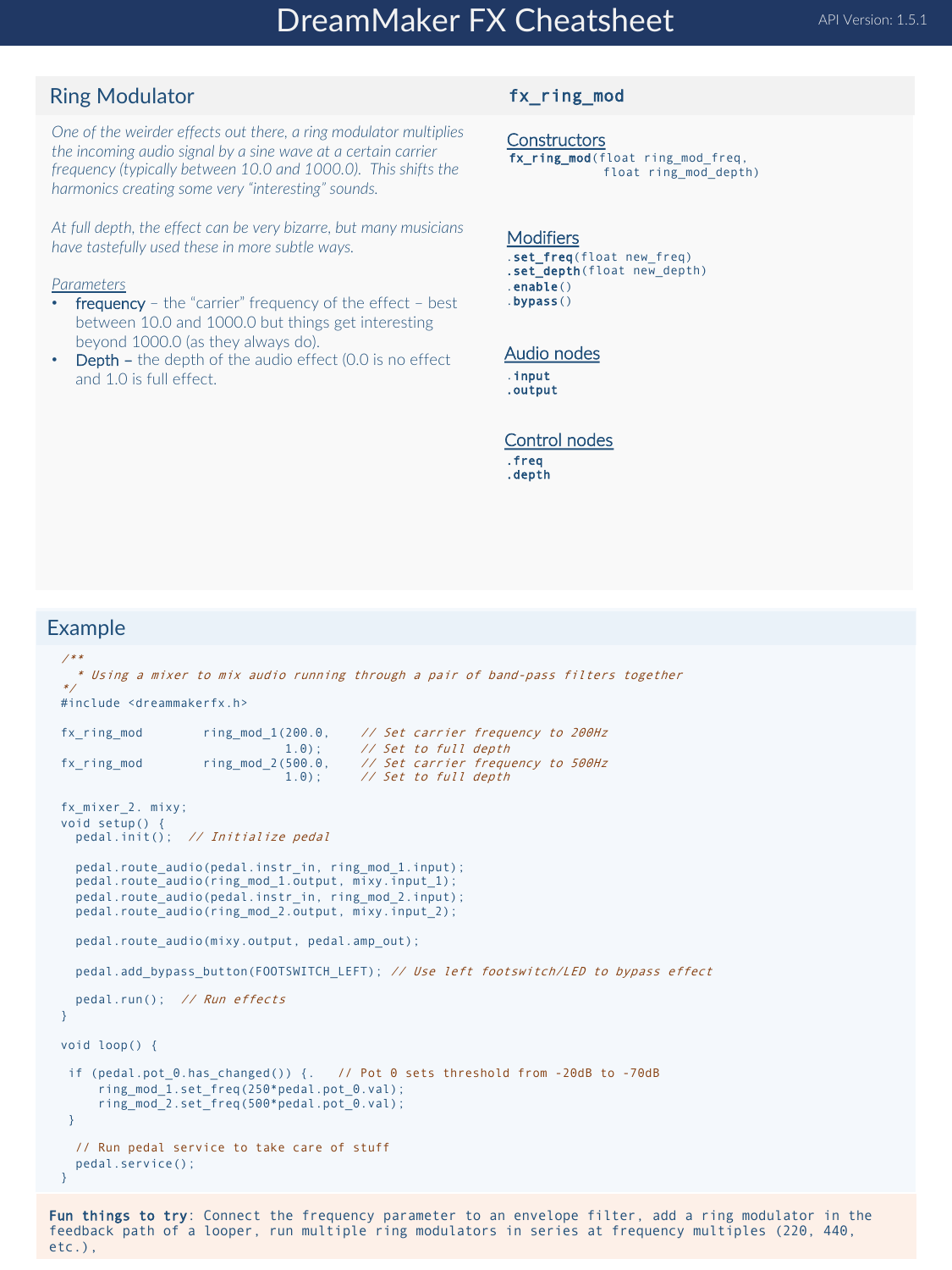# DreamMaker FX Cheatsheet

API Version: 1.5.1

## Ring Modulator

`fx_ring_mod`

*One of the weirder effects out there, a ring modulator multiplies the incoming audio signal by a sine wave at a certain carrier frequency (typically between 10.0 and 1000.0). This shifts the harmonics creating some very "interesting" sounds.*

*At full depth, the effect can be very bizarre, but many musicians have tastefully used these in more subtle ways.*

*Parameters*

- **frequency** – the "carrier" frequency of the effect – best between 10.0 and 1000.0 but things get interesting beyond 1000.0 (as they always do).
- **Depth –** the depth of the audio effect (0.0 is no effect and 1.0 is full effect.

### Constructors

```
fx_ring_mod(float ring_mod_freq,
            float ring_mod_depth)
```

### Modifiers

```
.set_freq(float new_freq)
.set_depth(float new_depth)
.enable()
.bypass()
```

### Audio nodes

```
.input
.output
```

### Control nodes

```
.freq
.depth
```

## Example

```
/**
  * Using a mixer to mix audio running through a pair of band-pass filters together
*/
#include <dreammakerfx.h>

fx_ring_mod        ring_mod_1(200.0,    // Set carrier frequency to 200Hz
                              1.0);     // Set to full depth
fx_ring_mod        ring_mod_2(500.0,    // Set carrier frequency to 500Hz
                              1.0);     // Set to full depth

fx_mixer_2. mixy;
void setup() {
  pedal.init();  // Initialize pedal

  pedal.route_audio(pedal.instr_in, ring_mod_1.input);
  pedal.route_audio(ring_mod_1.output, mixy.input_1);
  pedal.route_audio(pedal.instr_in, ring_mod_2.input);
  pedal.route_audio(ring_mod_2.output, mixy.input_2);

  pedal.route_audio(mixy.output, pedal.amp_out);

  pedal.add_bypass_button(FOOTSWITCH_LEFT); // Use left footswitch/LED to bypass effect

  pedal.run();  // Run effects
}

void loop() {

 if (pedal.pot_0.has_changed()) {.   // Pot 0 sets threshold from -20dB to -70dB
     ring_mod_1.set_freq(250*pedal.pot_0.val);
     ring_mod_2.set_freq(500*pedal.pot_0.val);
 }

  // Run pedal service to take care of stuff
  pedal.service();
}
```

**Fun things to try**: Connect the frequency parameter to an envelope filter, add a ring modulator in the feedback path of a looper, run multiple ring modulators in series at frequency multiples (220, 440, etc.),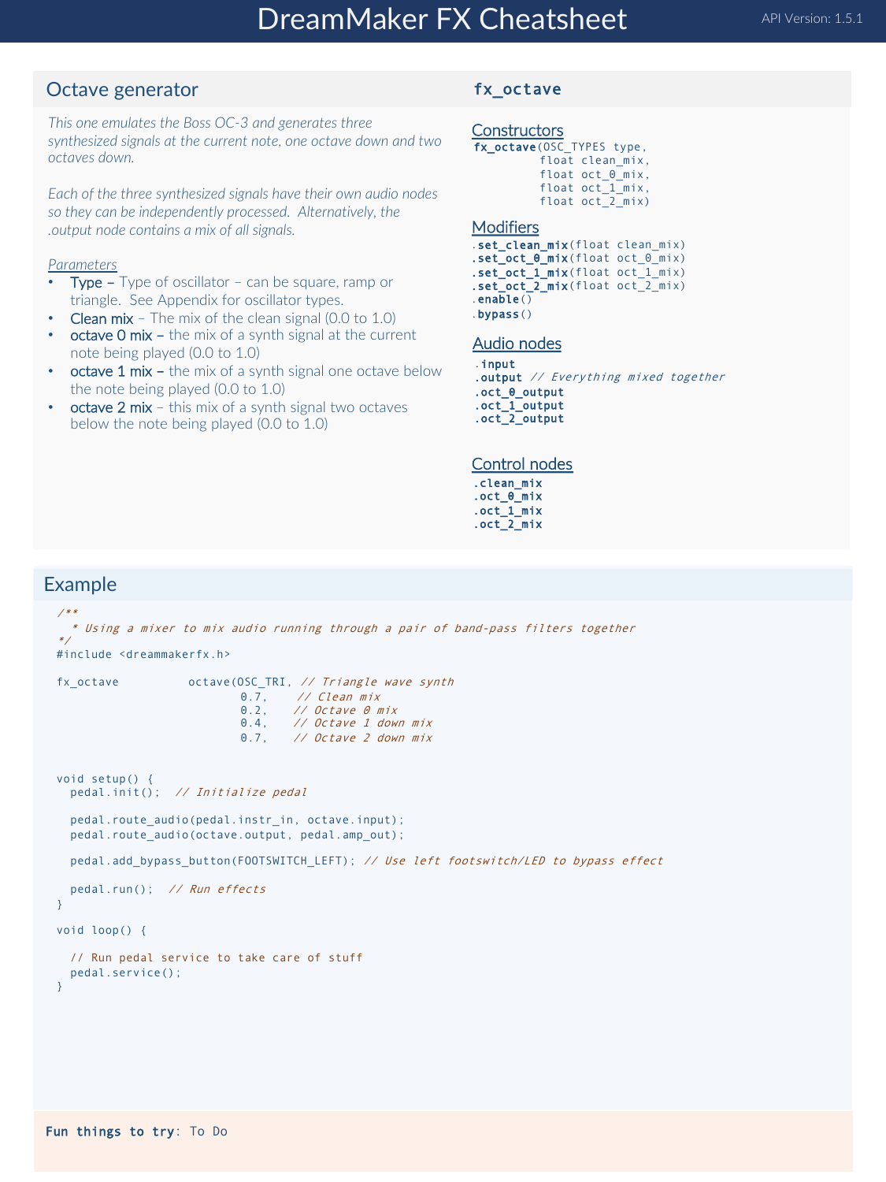# DreamMaker FX Cheatsheet

API Version: 1.5.1

## Octave generator

### `fx_octave`

*This one emulates the Boss OC-3 and generates three synthesized signals at the current note, one octave down and two octaves down.*

*Each of the three synthesized signals have their own audio nodes so they can be independently processed. Alternatively, the .output node contains a mix of all signals.*

*Parameters*

- Type – Type of oscillator – can be square, ramp or triangle. See Appendix for oscillator types.
- Clean mix – The mix of the clean signal (0.0 to 1.0)
- octave 0 mix – the mix of a synth signal at the current note being played (0.0 to 1.0)
- octave 1 mix – the mix of a synth signal one octave below the note being played (0.0 to 1.0)
- octave 2 mix – this mix of a synth signal two octaves below the note being played (0.0 to 1.0)

#### Constructors

```
fx_octave(OSC_TYPES type,
          float clean_mix,
          float oct_0_mix,
          float oct_1_mix,
          float oct_2_mix)
```

#### Modifiers

```
.set_clean_mix(float clean_mix)
.set_oct_0_mix(float oct_0_mix)
.set_oct_1_mix(float oct_1_mix)
.set_oct_2_mix(float oct_2_mix)
.enable()
.bypass()
```

#### Audio nodes

```
.input
.output // Everything mixed together
.oct_0_output
.oct_1_output
.oct_2_output
```

#### Control nodes

```
.clean_mix
.oct_0_mix
.oct_1_mix
.oct_2_mix
```

## Example

```
/**
  * Using a mixer to mix audio running through a pair of band-pass filters together
*/
#include <dreammakerfx.h>

fx_octave          octave(OSC_TRI, // Triangle wave synth
                          0.7,    // Clean mix
                          0.2,    // Octave 0 mix
                          0.4,    // Octave 1 down mix
                          0.7,    // Octave 2 down mix


void setup() {
  pedal.init();  // Initialize pedal

  pedal.route_audio(pedal.instr_in, octave.input);
  pedal.route_audio(octave.output, pedal.amp_out);

  pedal.add_bypass_button(FOOTSWITCH_LEFT); // Use left footswitch/LED to bypass effect

  pedal.run();  // Run effects
}

void loop() {

  // Run pedal service to take care of stuff
  pedal.service();
}
```

**Fun things to try**: To Do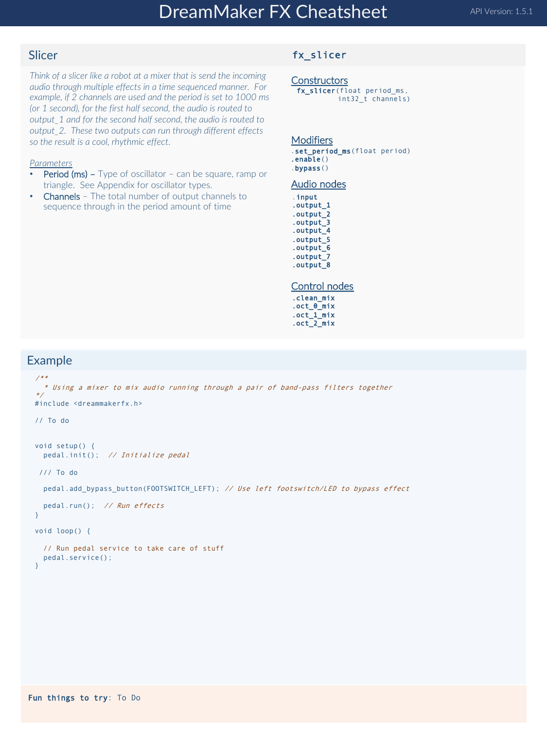# DreamMaker FX Cheatsheet

API Version: 1.5.1

## Slicer

`fx_slicer`

*Think of a slicer like a robot at a mixer that is send the incoming audio through multiple effects in a time sequenced manner. For example, if 2 channels are used and the period is set to 1000 ms (or 1 second), for the first half second, the audio is routed to output_1 and for the second half second, the audio is routed to output_2. These two outputs can run through different effects so the result is a cool, rhythmic effect.*

*Parameters*

- Period (ms) – Type of oscillator – can be square, ramp or triangle. See Appendix for oscillator types.
- Channels – The total number of output channels to sequence through in the period amount of time

### Constructors

```
fx_slicer(float period_ms,
          int32_t channels)
```

### Modifiers

```
.set_period_ms(float period)
.enable()
.bypass()
```

### Audio nodes

```
.input
.output_1
.output_2
.output_3
.output_4
.output_5
.output_6
.output_7
.output_8
```

### Control nodes

```
.clean_mix
.oct_0_mix
.oct_1_mix
.oct_2_mix
```

## Example

```
/**
  * Using a mixer to mix audio running through a pair of band-pass filters together
*/
#include <dreammakerfx.h>

// To do


void setup() {
  pedal.init();  // Initialize pedal

 /// To do

  pedal.add_bypass_button(FOOTSWITCH_LEFT); // Use left footswitch/LED to bypass effect

  pedal.run();  // Run effects
}

void loop() {

  // Run pedal service to take care of stuff
  pedal.service();
}
```

**Fun things to try**: To Do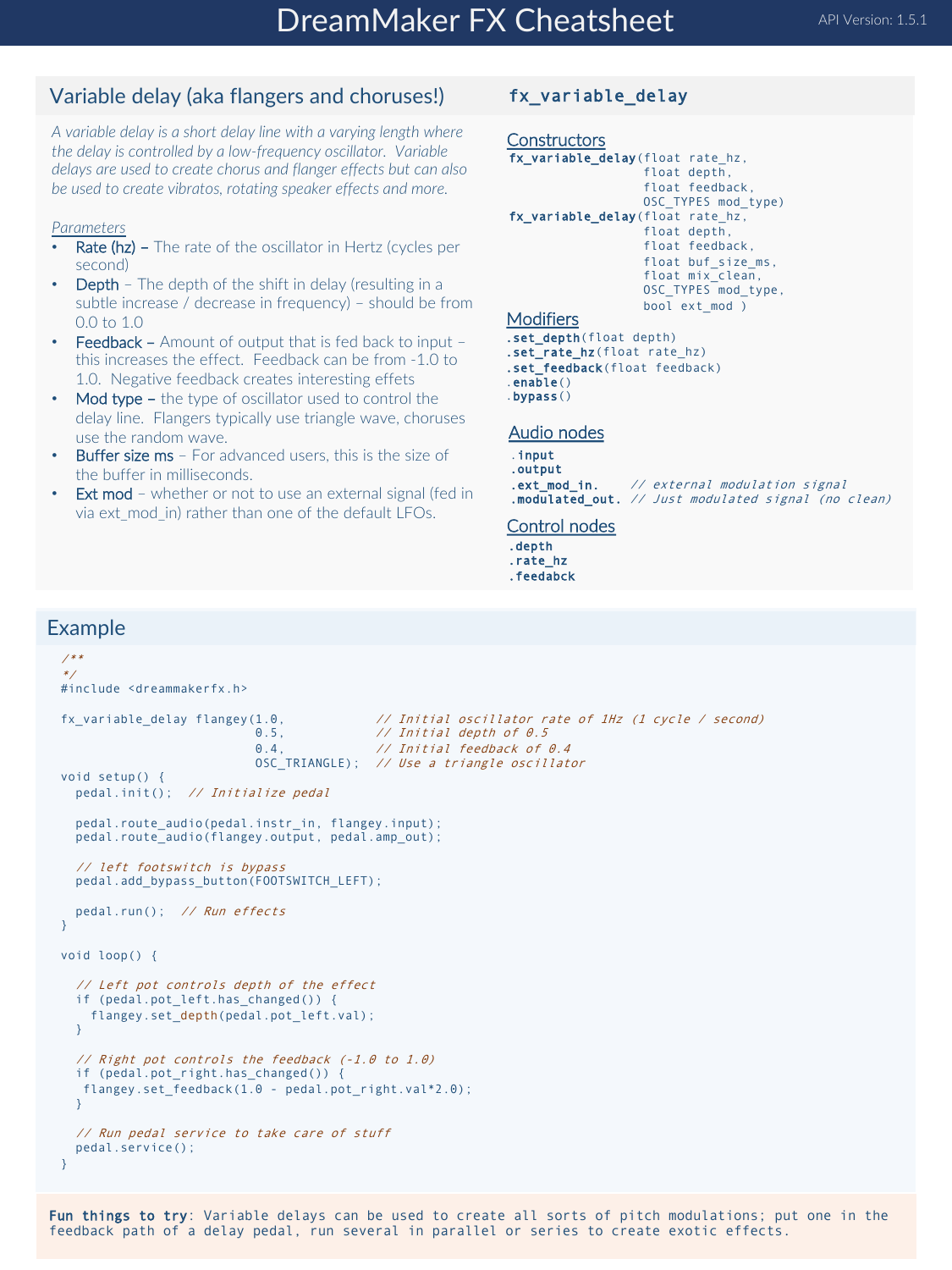# DreamMaker FX Cheatsheet

API Version: 1.5.1

## Variable delay (aka flangers and choruses!)

*A variable delay is a short delay line with a varying length where the delay is controlled by a low-frequency oscillator. Variable delays are used to create chorus and flanger effects but can also be used to create vibratos, rotating speaker effects and more.*

*Parameters*

- Rate (hz) – The rate of the oscillator in Hertz (cycles per second)
- Depth – The depth of the shift in delay (resulting in a subtle increase / decrease in frequency) – should be from 0.0 to 1.0
- Feedback – Amount of output that is fed back to input – this increases the effect. Feedback can be from -1.0 to 1.0. Negative feedback creates interesting effets
- Mod type – the type of oscillator used to control the delay line. Flangers typically use triangle wave, choruses use the random wave.
- Buffer size ms – For advanced users, this is the size of the buffer in milliseconds.
- Ext mod – whether or not to use an external signal (fed in via ext_mod_in) rather than one of the default LFOs.

### `fx_variable_delay`

**Constructors**

```
fx_variable_delay(float rate_hz,
                  float depth,
                  float feedback,
                  OSC_TYPES mod_type)
fx_variable_delay(float rate_hz,
                  float depth,
                  float feedback,
                  float buf_size_ms,
                  float mix_clean,
                  OSC_TYPES mod_type,
                  bool ext_mod )
```

**Modifiers**

```
.set_depth(float depth)
.set_rate_hz(float rate_hz)
.set_feedback(float feedback)
.enable()
.bypass()
```

**Audio nodes**

```
.input
.output
.ext_mod_in.    // external modulation signal
.modulated_out. // Just modulated signal (no clean)
```

**Control nodes**

```
.depth
.rate_hz
.feedabck
```

## Example

```
/**
*/
#include <dreammakerfx.h>

fx_variable_delay flangey(1.0,           // Initial oscillator rate of 1Hz (1 cycle / second)
                          0.5,           // Initial depth of 0.5
                          0.4,           // Initial feedback of 0.4
                          OSC_TRIANGLE); // Use a triangle oscillator
void setup() {
  pedal.init();  // Initialize pedal

  pedal.route_audio(pedal.instr_in, flangey.input);
  pedal.route_audio(flangey.output, pedal.amp_out);

  // left footswitch is bypass
  pedal.add_bypass_button(FOOTSWITCH_LEFT);

  pedal.run();  // Run effects
}

void loop() {

  // Left pot controls depth of the effect
  if (pedal.pot_left.has_changed()) {
    flangey.set_depth(pedal.pot_left.val);
  }

  // Right pot controls the feedback (-1.0 to 1.0)
  if (pedal.pot_right.has_changed()) {
   flangey.set_feedback(1.0 - pedal.pot_right.val*2.0);
  }

  // Run pedal service to take care of stuff
  pedal.service();
}
```

**Fun things to try**: Variable delays can be used to create all sorts of pitch modulations; put one in the feedback path of a delay pedal, run several in parallel or series to create exotic effects.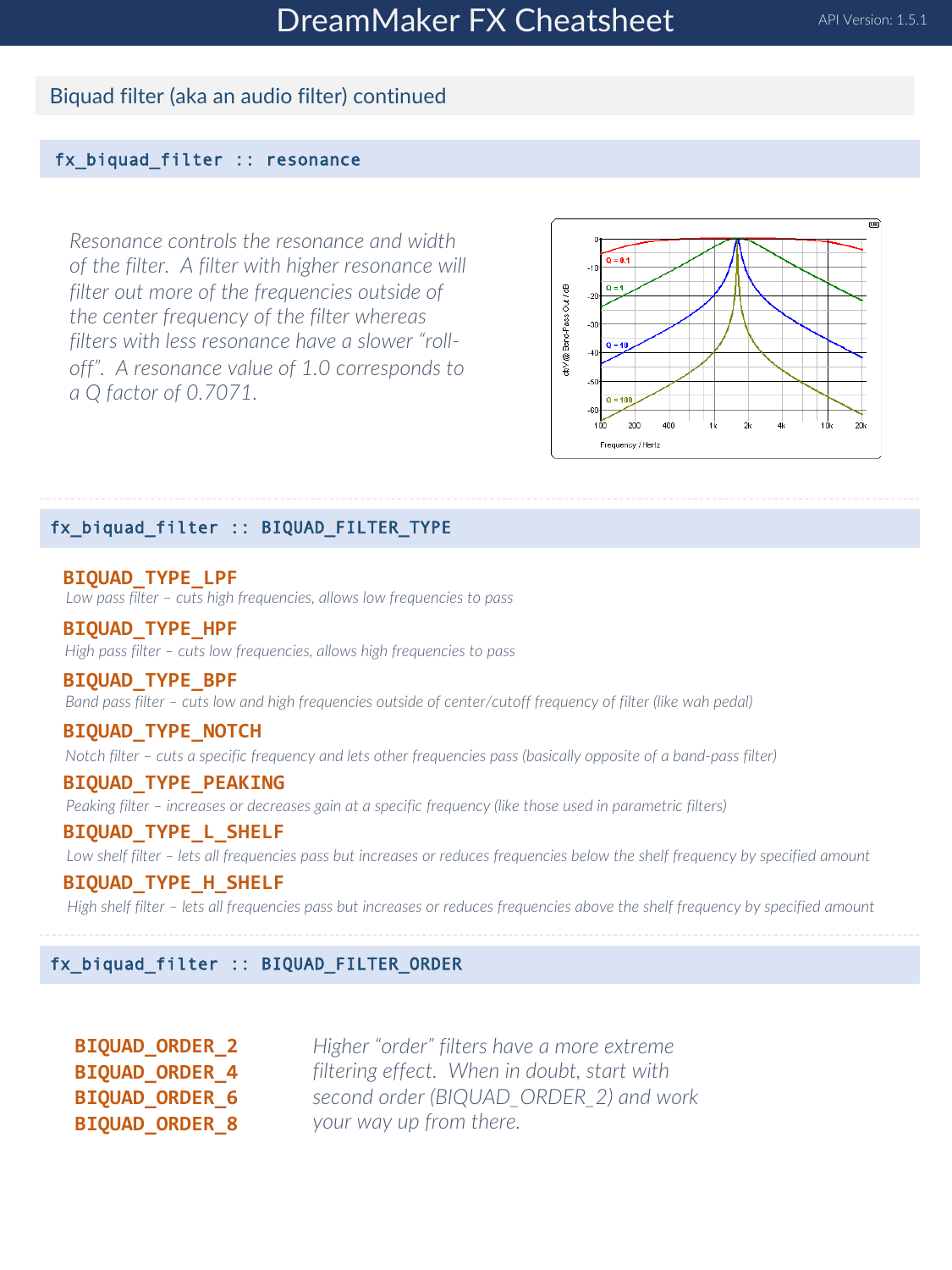## Biquad filter (aka an audio filter) continued

### fx_biquad_filter :: resonance

*Resonance controls the resonance and width of the filter. A filter with higher resonance will filter out more of the frequencies outside of the center frequency of the filter whereas filters with less resonance have a slower "roll-off". A resonance value of 1.0 corresponds to a Q factor of 0.7071.*

### fx_biquad_filter :: BIQUAD_FILTER_TYPE

**BIQUAD_TYPE_LPF**
*Low pass filter – cuts high frequencies, allows low frequencies to pass*

**BIQUAD_TYPE_HPF**
*High pass filter – cuts low frequencies, allows high frequencies to pass*

**BIQUAD_TYPE_BPF**
*Band pass filter – cuts low and high frequencies outside of center/cutoff frequency of filter (like wah pedal)*

**BIQUAD_TYPE_NOTCH**
*Notch filter – cuts a specific frequency and lets other frequencies pass (basically opposite of a band-pass filter)*

**BIQUAD_TYPE_PEAKING**
*Peaking filter – increases or decreases gain at a specific frequency (like those used in parametric filters)*

**BIQUAD_TYPE_L_SHELF**
*Low shelf filter – lets all frequencies pass but increases or reduces frequencies below the shelf frequency by specified amount*

**BIQUAD_TYPE_H_SHELF**
*High shelf filter – lets all frequencies pass but increases or reduces frequencies above the shelf frequency by specified amount*

### fx_biquad_filter :: BIQUAD_FILTER_ORDER

**BIQUAD_ORDER_2**
**BIQUAD_ORDER_4**
**BIQUAD_ORDER_6**
**BIQUAD_ORDER_8**

*Higher "order" filters have a more extreme filtering effect. When in doubt, start with second order (BIQUAD_ORDER_2) and work your way up from there.*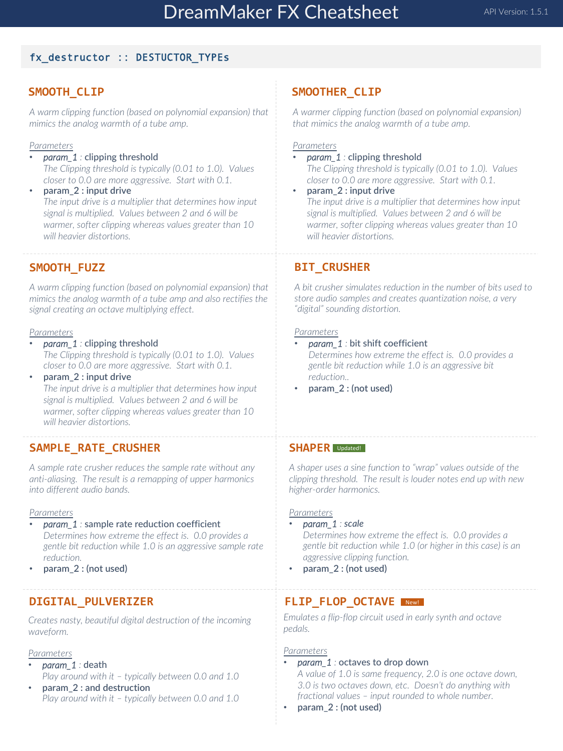# DreamMaker FX Cheatsheet

API Version: 1.5.1

## fx_destructor :: DESTUCTOR_TYPEs

### SMOOTH_CLIP

*A warm clipping function (based on polynomial expansion) that mimics the analog warmth of a tube amp.*

Parameters
- *param_1* : clipping threshold
  *The Clipping threshold is typically (0.01 to 1.0). Values closer to 0.0 are more aggressive. Start with 0.1.*
- param_2 : input drive
  *The input drive is a multiplier that determines how input signal is multiplied. Values between 2 and 6 will be warmer, softer clipping whereas values greater than 10 will heavier distortions.*

### SMOOTHER_CLIP

*A warmer clipping function (based on polynomial expansion) that mimics the analog warmth of a tube amp.*

Parameters
- *param_1* : clipping threshold
  *The Clipping threshold is typically (0.01 to 1.0). Values closer to 0.0 are more aggressive. Start with 0.1.*
- param_2 : input drive
  *The input drive is a multiplier that determines how input signal is multiplied. Values between 2 and 6 will be warmer, softer clipping whereas values greater than 10 will heavier distortions.*

### SMOOTH_FUZZ

*A warm clipping function (based on polynomial expansion) that mimics the analog warmth of a tube amp and also rectifies the signal creating an octave multiplying effect.*

Parameters
- *param_1* : clipping threshold
  *The Clipping threshold is typically (0.01 to 1.0). Values closer to 0.0 are more aggressive. Start with 0.1.*
- param_2 : input drive
  *The input drive is a multiplier that determines how input signal is multiplied. Values between 2 and 6 will be warmer, softer clipping whereas values greater than 10 will heavier distortions.*

### BIT_CRUSHER

*A bit crusher simulates reduction in the number of bits used to store audio samples and creates quantization noise, a very "digital" sounding distortion.*

Parameters
- *param_1* : bit shift coefficient
  *Determines how extreme the effect is. 0.0 provides a gentle bit reduction while 1.0 is an aggressive bit reduction..*
- param_2 : (not used)

### SAMPLE_RATE_CRUSHER

*A sample rate crusher reduces the sample rate without any anti-aliasing. The result is a remapping of upper harmonics into different audio bands.*

Parameters
- *param_1* : sample rate reduction coefficient
  *Determines how extreme the effect is. 0.0 provides a gentle bit reduction while 1.0 is an aggressive sample rate reduction.*
- param_2 : (not used)

### SHAPER (Updated!)

*A shaper uses a sine function to "wrap" values outside of the clipping threshold. The result is louder notes end up with new higher-order harmonics.*

Parameters
- *param_1* : *scale*
  *Determines how extreme the effect is. 0.0 provides a gentle bit reduction while 1.0 (or higher in this case) is an aggressive clipping function.*
- param_2 : (not used)

### DIGITAL_PULVERIZER

*Creates nasty, beautiful digital destruction of the incoming waveform.*

Parameters
- *param_1* : death
  *Play around with it – typically between 0.0 and 1.0*
- param_2 : and destruction
  *Play around with it – typically between 0.0 and 1.0*

### FLIP_FLOP_OCTAVE (New!)

*Emulates a flip-flop circuit used in early synth and octave pedals.*

Parameters
- *param_1* : octaves to drop down
  *A value of 1.0 is same frequency, 2.0 is one octave down, 3.0 is two octaves down, etc. Doesn't do anything with fractional values – input rounded to whole number.*
- param_2 : (not used)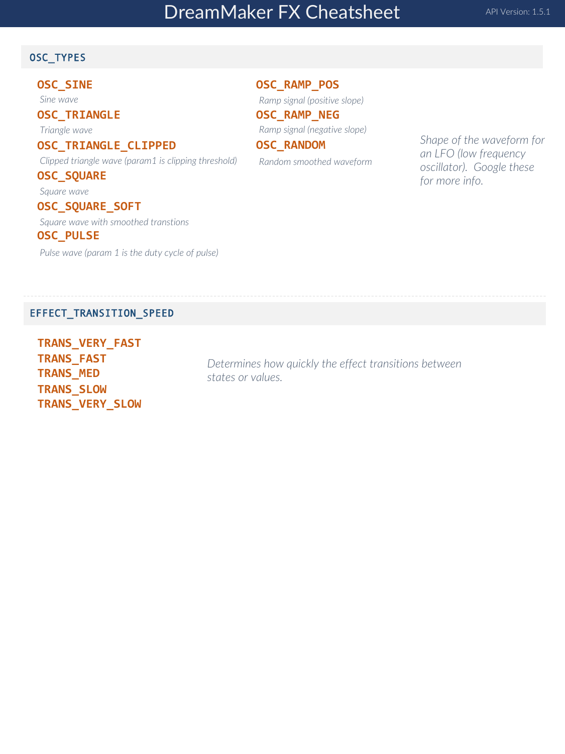## OSC_TYPES

**OSC_SINE**
*Sine wave*

**OSC_TRIANGLE**
*Triangle wave*

**OSC_TRIANGLE_CLIPPED**
*Clipped triangle wave (param1 is clipping threshold)*

**OSC_SQUARE**
*Square wave*

**OSC_SQUARE_SOFT**
*Square wave with smoothed transtions*

**OSC_PULSE**
*Pulse wave (param 1 is the duty cycle of pulse)*

**OSC_RAMP_POS**
*Ramp signal (positive slope)*

**OSC_RAMP_NEG**
*Ramp signal (negative slope)*

**OSC_RANDOM**
*Random smoothed waveform*

*Shape of the waveform for an LFO (low frequency oscillator). Google these for more info.*

---

## EFFECT_TRANSITION_SPEED

**TRANS_VERY_FAST**
**TRANS_FAST**
**TRANS_MED**
**TRANS_SLOW**
**TRANS_VERY_SLOW**

*Determines how quickly the effect transitions between states or values.*